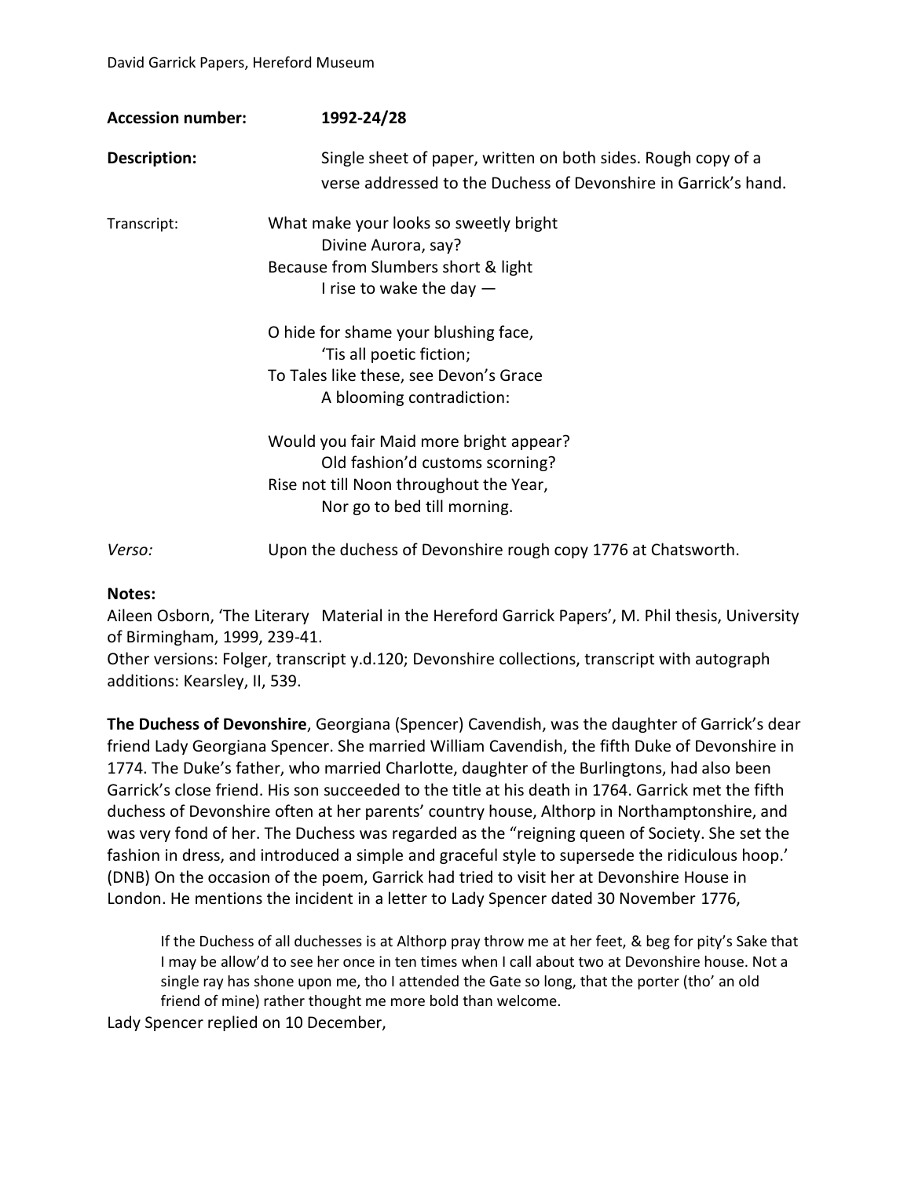David Garrick Papers, Hereford Museum

**Accession number:** **1992-24/28**

**Description:** Single sheet of paper, written on both sides. Rough copy of a verse addressed to the Duchess of Devonshire in Garrick's hand.

Transcript:

What make your looks so sweetly bright  
    Divine Aurora, say?  
Because from Slumbers short & light  
    I rise to wake the day —

O hide for shame your blushing face,  
    'Tis all poetic fiction;  
To Tales like these, see Devon's Grace  
    A blooming contradiction:

Would you fair Maid more bright appear?  
    Old fashion'd customs scorning?  
Rise not till Noon throughout the Year,  
    Nor go to bed till morning.

*Verso:* Upon the duchess of Devonshire rough copy 1776 at Chatsworth.

**Notes:**

Aileen Osborn, 'The Literary Material in the Hereford Garrick Papers', M. Phil thesis, University of Birmingham, 1999, 239-41.

Other versions: Folger, transcript y.d.120; Devonshire collections, transcript with autograph additions: Kearsley, II, 539.

**The Duchess of Devonshire**, Georgiana (Spencer) Cavendish, was the daughter of Garrick's dear friend Lady Georgiana Spencer. She married William Cavendish, the fifth Duke of Devonshire in 1774. The Duke's father, who married Charlotte, daughter of the Burlingtons, had also been Garrick's close friend. His son succeeded to the title at his death in 1764. Garrick met the fifth duchess of Devonshire often at her parents' country house, Althorp in Northamptonshire, and was very fond of her. The Duchess was regarded as the "reigning queen of Society. She set the fashion in dress, and introduced a simple and graceful style to supersede the ridiculous hoop.' (DNB) On the occasion of the poem, Garrick had tried to visit her at Devonshire House in London. He mentions the incident in a letter to Lady Spencer dated 30 November 1776,

> If the Duchess of all duchesses is at Althorp pray throw me at her feet, & beg for pity's Sake that I may be allow'd to see her once in ten times when I call about two at Devonshire house. Not a single ray has shone upon me, tho I attended the Gate so long, that the porter (tho' an old friend of mine) rather thought me more bold than welcome.

Lady Spencer replied on 10 December,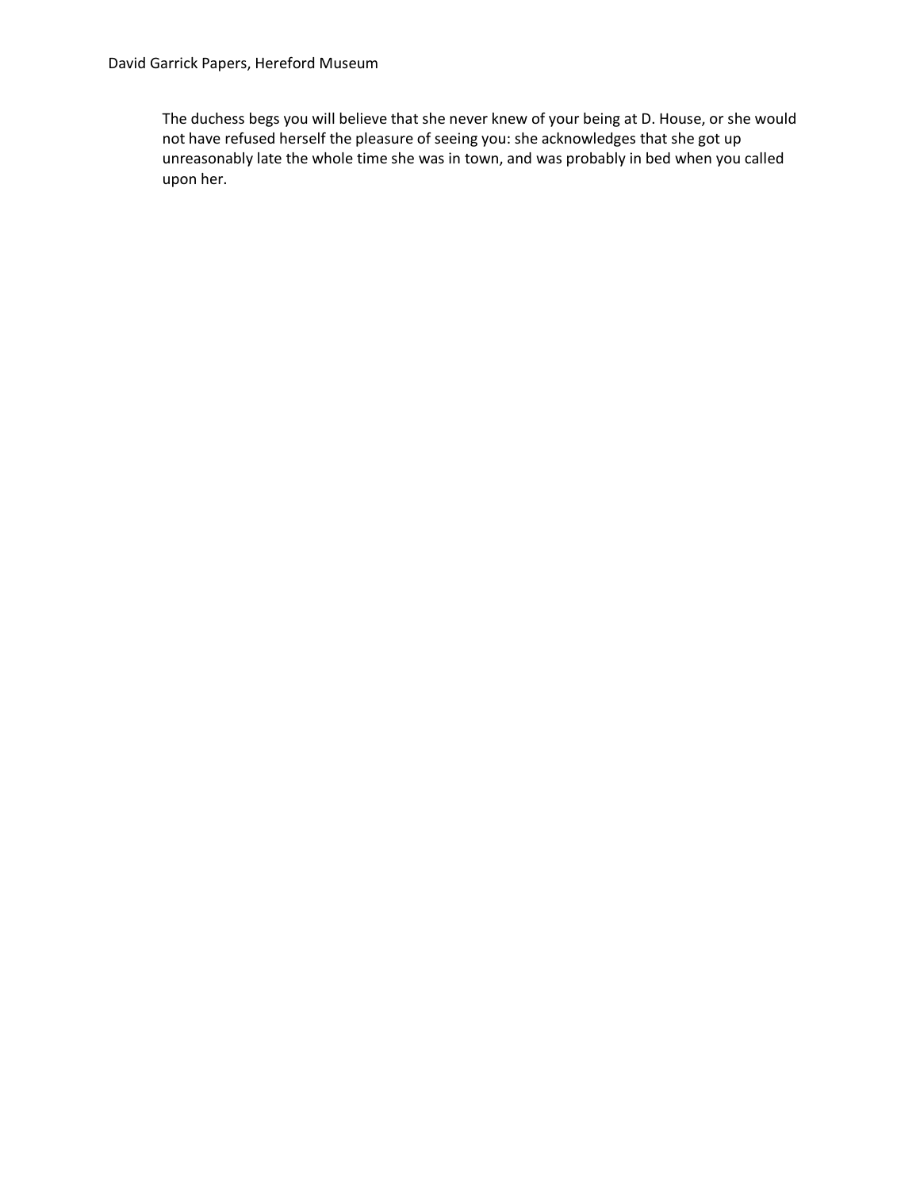The duchess begs you will believe that she never knew of your being at D. House, or she would not have refused herself the pleasure of seeing you: she acknowledges that she got up unreasonably late the whole time she was in town, and was probably in bed when you called upon her.